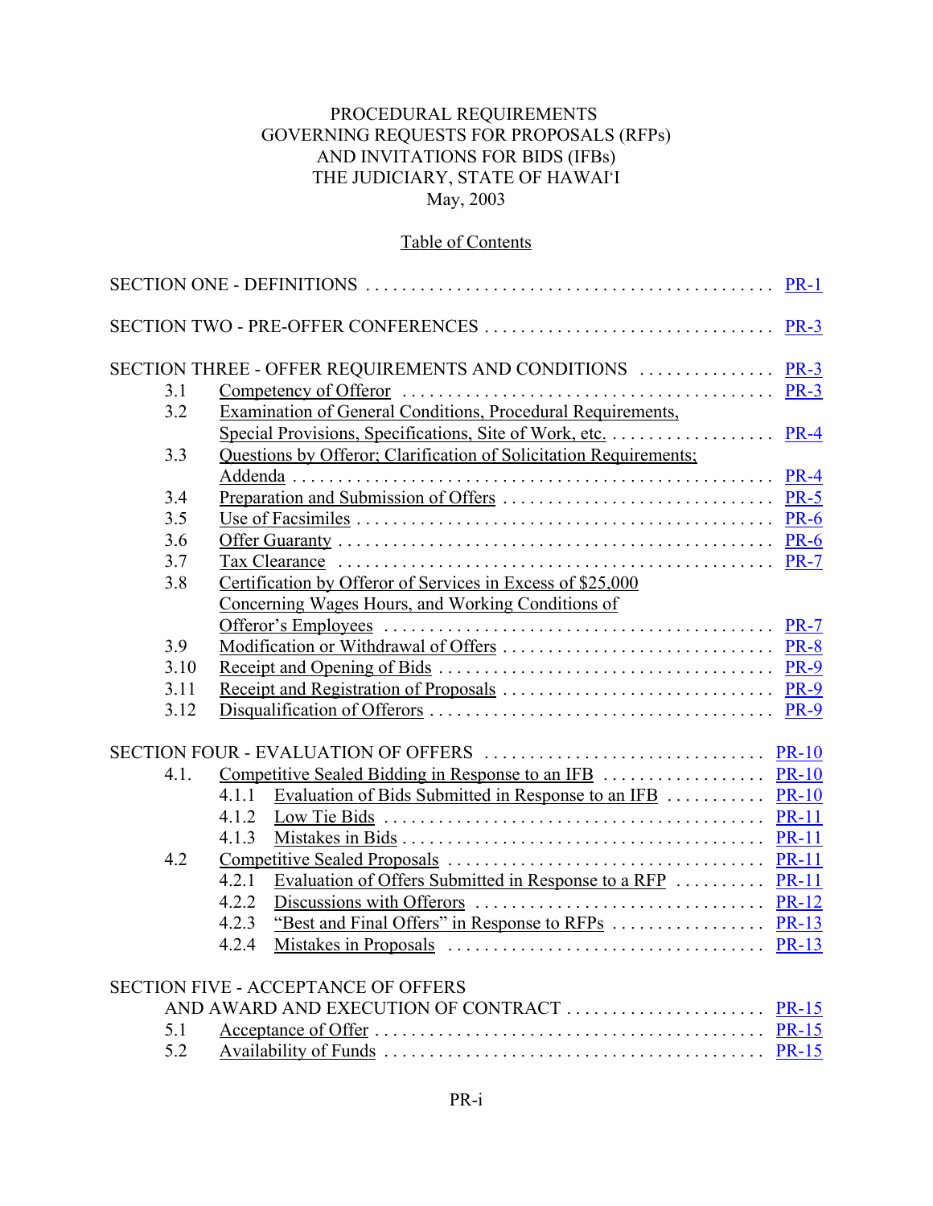# PROCEDURAL REQUIREMENTS GOVERNING REQUESTS FOR PROPOSALS (RFPs) AND INVITATIONS FOR BIDS (IFBs) THE JUDICIARY, STATE OF HAWAI'I

May, 2003

## Table of Contents

SECTION ONE - DEFINITIONS . . . . . . . . . . PR-1

SECTION TWO - PRE-OFFER CONFERENCES . . . . . . . . . . PR-3

SECTION THREE - OFFER REQUIREMENTS AND CONDITIONS . . . . . . . . . . PR-3

- 3.1 Competency of Offeror . . . . . . . . . . PR-3
- 3.2 Examination of General Conditions, Procedural Requirements, Special Provisions, Specifications, Site of Work, etc. . . . . . . . . . . PR-4
- 3.3 Questions by Offeror; Clarification of Solicitation Requirements; Addenda . . . . . . . . . . PR-4
- 3.4 Preparation and Submission of Offers . . . . . . . . . . PR-5
- 3.5 Use of Facsimiles . . . . . . . . . . PR-6
- 3.6 Offer Guaranty . . . . . . . . . . PR-6
- 3.7 Tax Clearance . . . . . . . . . . PR-7
- 3.8 Certification by Offeror of Services in Excess of $25,000 Concerning Wages Hours, and Working Conditions of Offeror's Employees . . . . . . . . . . PR-7
- 3.9 Modification or Withdrawal of Offers . . . . . . . . . . PR-8
- 3.10 Receipt and Opening of Bids . . . . . . . . . . PR-9
- 3.11 Receipt and Registration of Proposals . . . . . . . . . . PR-9
- 3.12 Disqualification of Offerors . . . . . . . . . . PR-9

SECTION FOUR - EVALUATION OF OFFERS . . . . . . . . . . PR-10

- 4.1. Competitive Sealed Bidding in Response to an IFB . . . . . . . . . . PR-10
  - 4.1.1 Evaluation of Bids Submitted in Response to an IFB . . . . . . . . . . PR-10
  - 4.1.2 Low Tie Bids . . . . . . . . . . PR-11
  - 4.1.3 Mistakes in Bids . . . . . . . . . . PR-11
- 4.2 Competitive Sealed Proposals . . . . . . . . . . PR-11
  - 4.2.1 Evaluation of Offers Submitted in Response to a RFP . . . . . . . . . . PR-11
  - 4.2.2 Discussions with Offerors . . . . . . . . . . PR-12
  - 4.2.3 "Best and Final Offers" in Response to RFPs . . . . . . . . . . PR-13
  - 4.2.4 Mistakes in Proposals . . . . . . . . . . PR-13

SECTION FIVE - ACCEPTANCE OF OFFERS AND AWARD AND EXECUTION OF CONTRACT . . . . . . . . . . PR-15

- 5.1 Acceptance of Offer . . . . . . . . . . PR-15
- 5.2 Availability of Funds . . . . . . . . . . PR-15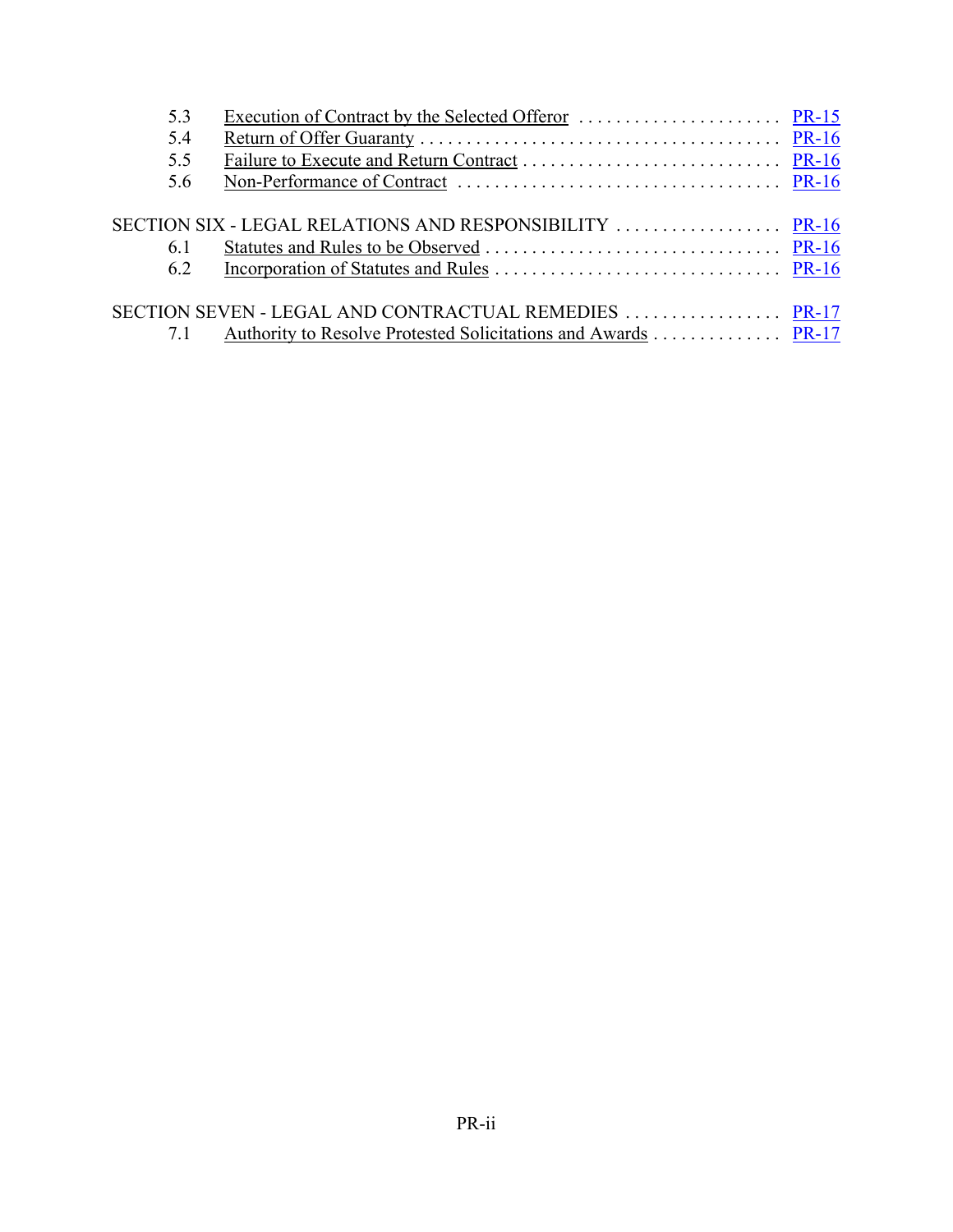5.3 Execution of Contract by the Selected Offeror . . . . . . . . . . . . . . . . . . . . . . PR-15
5.4 Return of Offer Guaranty . . . . . . . . . . . . . . . . . . . . . . . . . . . . . . . . . . . . . . . PR-16
5.5 Failure to Execute and Return Contract . . . . . . . . . . . . . . . . . . . . . . . . . . . . PR-16
5.6 Non-Performance of Contract . . . . . . . . . . . . . . . . . . . . . . . . . . . . . . . . . . . PR-16

SECTION SIX - LEGAL RELATIONS AND RESPONSIBILITY . . . . . . . . . . . . . . . . . . PR-16
6.1 Statutes and Rules to be Observed . . . . . . . . . . . . . . . . . . . . . . . . . . . . . . . . PR-16
6.2 Incorporation of Statutes and Rules . . . . . . . . . . . . . . . . . . . . . . . . . . . . . . . PR-16

SECTION SEVEN - LEGAL AND CONTRACTUAL REMEDIES . . . . . . . . . . . . . . . . . PR-17
7.1 Authority to Resolve Protested Solicitations and Awards . . . . . . . . . . . . . . PR-17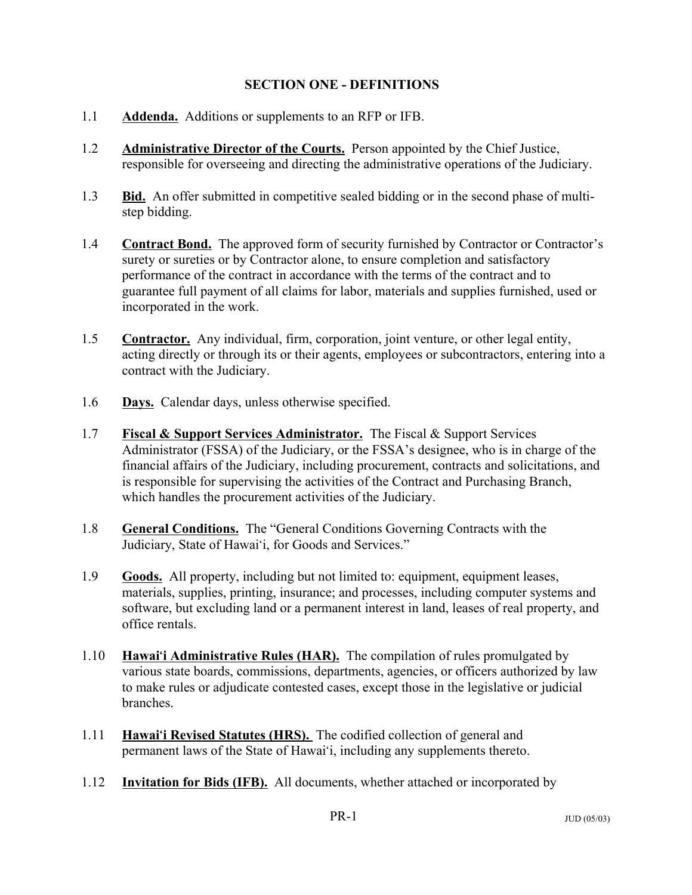## SECTION ONE - DEFINITIONS

1.1 **Addenda.** Additions or supplements to an RFP or IFB.

1.2 **Administrative Director of the Courts.** Person appointed by the Chief Justice, responsible for overseeing and directing the administrative operations of the Judiciary.

1.3 **Bid.** An offer submitted in competitive sealed bidding or in the second phase of multi-step bidding.

1.4 **Contract Bond.** The approved form of security furnished by Contractor or Contractor's surety or sureties or by Contractor alone, to ensure completion and satisfactory performance of the contract in accordance with the terms of the contract and to guarantee full payment of all claims for labor, materials and supplies furnished, used or incorporated in the work.

1.5 **Contractor.** Any individual, firm, corporation, joint venture, or other legal entity, acting directly or through its or their agents, employees or subcontractors, entering into a contract with the Judiciary.

1.6 **Days.** Calendar days, unless otherwise specified.

1.7 **Fiscal & Support Services Administrator.** The Fiscal & Support Services Administrator (FSSA) of the Judiciary, or the FSSA's designee, who is in charge of the financial affairs of the Judiciary, including procurement, contracts and solicitations, and is responsible for supervising the activities of the Contract and Purchasing Branch, which handles the procurement activities of the Judiciary.

1.8 **General Conditions.** The "General Conditions Governing Contracts with the Judiciary, State of Hawai'i, for Goods and Services."

1.9 **Goods.** All property, including but not limited to: equipment, equipment leases, materials, supplies, printing, insurance; and processes, including computer systems and software, but excluding land or a permanent interest in land, leases of real property, and office rentals.

1.10 **Hawai'i Administrative Rules (HAR).** The compilation of rules promulgated by various state boards, commissions, departments, agencies, or officers authorized by law to make rules or adjudicate contested cases, except those in the legislative or judicial branches.

1.11 **Hawai'i Revised Statutes (HRS).** The codified collection of general and permanent laws of the State of Hawai'i, including any supplements thereto.

1.12 **Invitation for Bids (IFB).** All documents, whether attached or incorporated by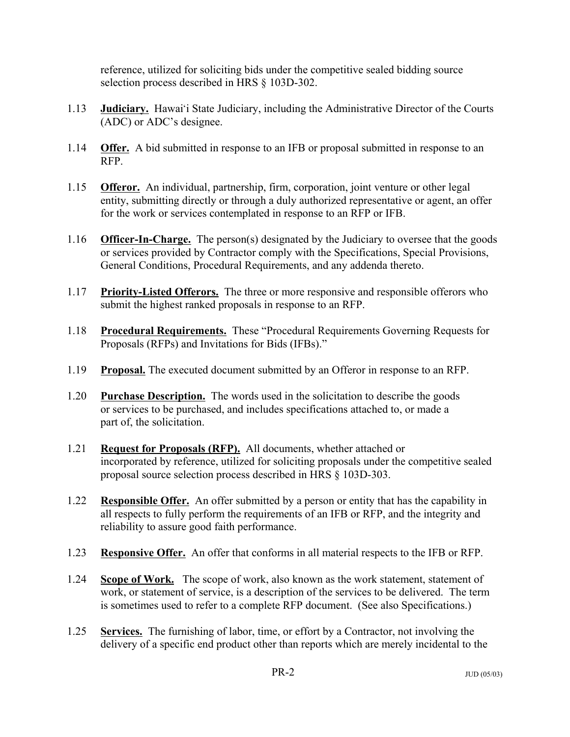reference, utilized for soliciting bids under the competitive sealed bidding source selection process described in HRS § 103D-302.

1.13 **Judiciary.** Hawai'i State Judiciary, including the Administrative Director of the Courts (ADC) or ADC's designee.

1.14 **Offer.** A bid submitted in response to an IFB or proposal submitted in response to an RFP.

1.15 **Offeror.** An individual, partnership, firm, corporation, joint venture or other legal entity, submitting directly or through a duly authorized representative or agent, an offer for the work or services contemplated in response to an RFP or IFB.

1.16 **Officer-In-Charge.** The person(s) designated by the Judiciary to oversee that the goods or services provided by Contractor comply with the Specifications, Special Provisions, General Conditions, Procedural Requirements, and any addenda thereto.

1.17 **Priority-Listed Offerors.** The three or more responsive and responsible offerors who submit the highest ranked proposals in response to an RFP.

1.18 **Procedural Requirements.** These "Procedural Requirements Governing Requests for Proposals (RFPs) and Invitations for Bids (IFBs)."

1.19 **Proposal.** The executed document submitted by an Offeror in response to an RFP.

1.20 **Purchase Description.** The words used in the solicitation to describe the goods or services to be purchased, and includes specifications attached to, or made a part of, the solicitation.

1.21 **Request for Proposals (RFP).** All documents, whether attached or incorporated by reference, utilized for soliciting proposals under the competitive sealed proposal source selection process described in HRS § 103D-303.

1.22 **Responsible Offer.** An offer submitted by a person or entity that has the capability in all respects to fully perform the requirements of an IFB or RFP, and the integrity and reliability to assure good faith performance.

1.23 **Responsive Offer.** An offer that conforms in all material respects to the IFB or RFP.

1.24 **Scope of Work.** The scope of work, also known as the work statement, statement of work, or statement of service, is a description of the services to be delivered. The term is sometimes used to refer to a complete RFP document. (See also Specifications.)

1.25 **Services.** The furnishing of labor, time, or effort by a Contractor, not involving the delivery of a specific end product other than reports which are merely incidental to the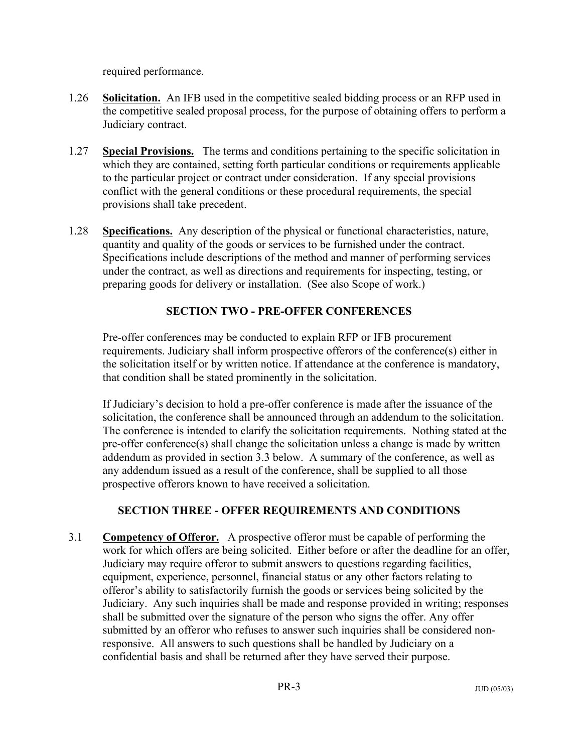required performance.

1.26 **Solicitation.** An IFB used in the competitive sealed bidding process or an RFP used in the competitive sealed proposal process, for the purpose of obtaining offers to perform a Judiciary contract.

1.27 **Special Provisions.** The terms and conditions pertaining to the specific solicitation in which they are contained, setting forth particular conditions or requirements applicable to the particular project or contract under consideration. If any special provisions conflict with the general conditions or these procedural requirements, the special provisions shall take precedent.

1.28 **Specifications.** Any description of the physical or functional characteristics, nature, quantity and quality of the goods or services to be furnished under the contract. Specifications include descriptions of the method and manner of performing services under the contract, as well as directions and requirements for inspecting, testing, or preparing goods for delivery or installation. (See also Scope of work.)

## SECTION TWO - PRE-OFFER CONFERENCES

Pre-offer conferences may be conducted to explain RFP or IFB procurement requirements. Judiciary shall inform prospective offerors of the conference(s) either in the solicitation itself or by written notice. If attendance at the conference is mandatory, that condition shall be stated prominently in the solicitation.

If Judiciary's decision to hold a pre-offer conference is made after the issuance of the solicitation, the conference shall be announced through an addendum to the solicitation. The conference is intended to clarify the solicitation requirements. Nothing stated at the pre-offer conference(s) shall change the solicitation unless a change is made by written addendum as provided in section 3.3 below. A summary of the conference, as well as any addendum issued as a result of the conference, shall be supplied to all those prospective offerors known to have received a solicitation.

## SECTION THREE - OFFER REQUIREMENTS AND CONDITIONS

3.1 **Competency of Offeror.** A prospective offeror must be capable of performing the work for which offers are being solicited. Either before or after the deadline for an offer, Judiciary may require offeror to submit answers to questions regarding facilities, equipment, experience, personnel, financial status or any other factors relating to offeror's ability to satisfactorily furnish the goods or services being solicited by the Judiciary. Any such inquiries shall be made and response provided in writing; responses shall be submitted over the signature of the person who signs the offer. Any offer submitted by an offeror who refuses to answer such inquiries shall be considered non-responsive. All answers to such questions shall be handled by Judiciary on a confidential basis and shall be returned after they have served their purpose.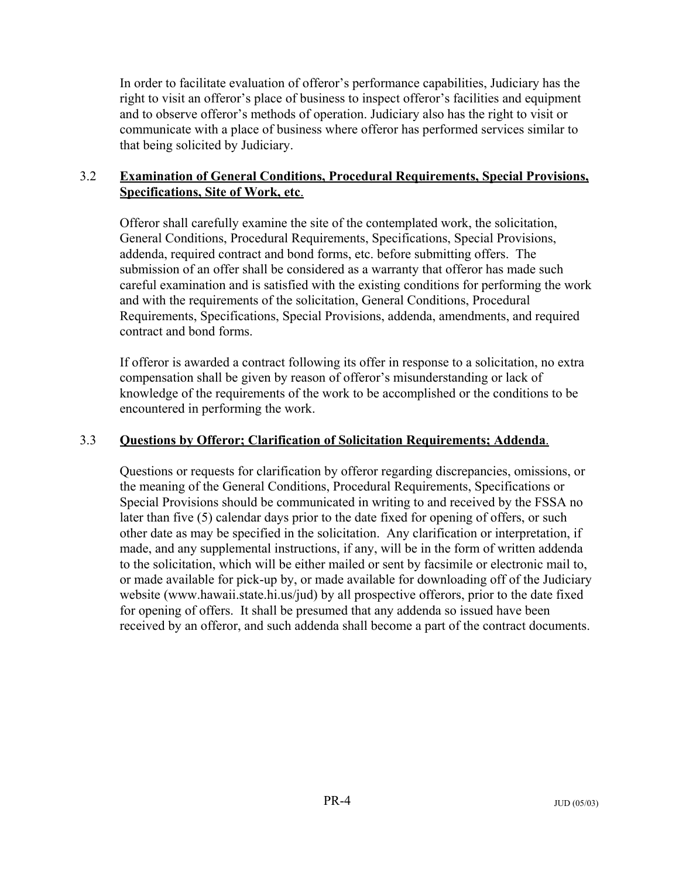In order to facilitate evaluation of offeror's performance capabilities, Judiciary has the right to visit an offeror's place of business to inspect offeror's facilities and equipment and to observe offeror's methods of operation. Judiciary also has the right to visit or communicate with a place of business where offeror has performed services similar to that being solicited by Judiciary.

### 3.2 **Examination of General Conditions, Procedural Requirements, Special Provisions, Specifications, Site of Work, etc.**

Offeror shall carefully examine the site of the contemplated work, the solicitation, General Conditions, Procedural Requirements, Specifications, Special Provisions, addenda, required contract and bond forms, etc. before submitting offers. The submission of an offer shall be considered as a warranty that offeror has made such careful examination and is satisfied with the existing conditions for performing the work and with the requirements of the solicitation, General Conditions, Procedural Requirements, Specifications, Special Provisions, addenda, amendments, and required contract and bond forms.

If offeror is awarded a contract following its offer in response to a solicitation, no extra compensation shall be given by reason of offeror's misunderstanding or lack of knowledge of the requirements of the work to be accomplished or the conditions to be encountered in performing the work.

### 3.3 **Questions by Offeror; Clarification of Solicitation Requirements; Addenda.**

Questions or requests for clarification by offeror regarding discrepancies, omissions, or the meaning of the General Conditions, Procedural Requirements, Specifications or Special Provisions should be communicated in writing to and received by the FSSA no later than five (5) calendar days prior to the date fixed for opening of offers, or such other date as may be specified in the solicitation. Any clarification or interpretation, if made, and any supplemental instructions, if any, will be in the form of written addenda to the solicitation, which will be either mailed or sent by facsimile or electronic mail to, or made available for pick-up by, or made available for downloading off of the Judiciary website (www.hawaii.state.hi.us/jud) by all prospective offerors, prior to the date fixed for opening of offers. It shall be presumed that any addenda so issued have been received by an offeror, and such addenda shall become a part of the contract documents.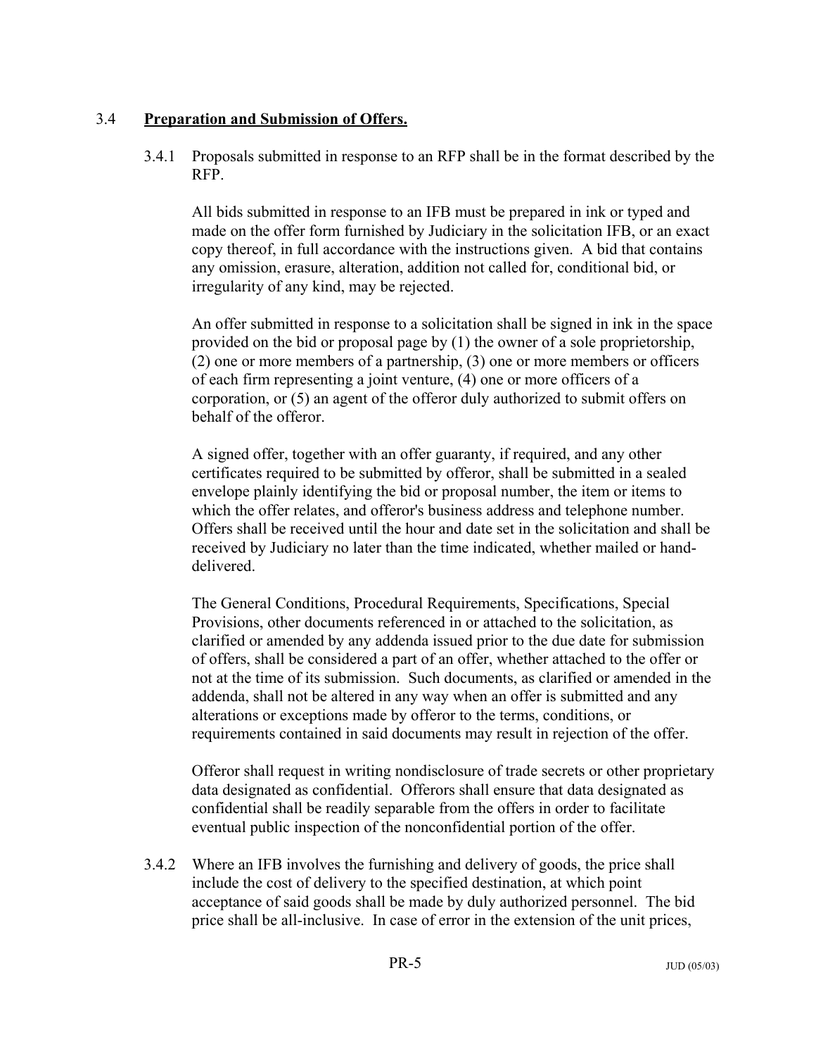## 3.4 **Preparation and Submission of Offers.**

3.4.1 Proposals submitted in response to an RFP shall be in the format described by the RFP.

All bids submitted in response to an IFB must be prepared in ink or typed and made on the offer form furnished by Judiciary in the solicitation IFB, or an exact copy thereof, in full accordance with the instructions given. A bid that contains any omission, erasure, alteration, addition not called for, conditional bid, or irregularity of any kind, may be rejected.

An offer submitted in response to a solicitation shall be signed in ink in the space provided on the bid or proposal page by (1) the owner of a sole proprietorship, (2) one or more members of a partnership, (3) one or more members or officers of each firm representing a joint venture, (4) one or more officers of a corporation, or (5) an agent of the offeror duly authorized to submit offers on behalf of the offeror.

A signed offer, together with an offer guaranty, if required, and any other certificates required to be submitted by offeror, shall be submitted in a sealed envelope plainly identifying the bid or proposal number, the item or items to which the offer relates, and offeror's business address and telephone number. Offers shall be received until the hour and date set in the solicitation and shall be received by Judiciary no later than the time indicated, whether mailed or hand-delivered.

The General Conditions, Procedural Requirements, Specifications, Special Provisions, other documents referenced in or attached to the solicitation, as clarified or amended by any addenda issued prior to the due date for submission of offers, shall be considered a part of an offer, whether attached to the offer or not at the time of its submission. Such documents, as clarified or amended in the addenda, shall not be altered in any way when an offer is submitted and any alterations or exceptions made by offeror to the terms, conditions, or requirements contained in said documents may result in rejection of the offer.

Offeror shall request in writing nondisclosure of trade secrets or other proprietary data designated as confidential. Offerors shall ensure that data designated as confidential shall be readily separable from the offers in order to facilitate eventual public inspection of the nonconfidential portion of the offer.

3.4.2 Where an IFB involves the furnishing and delivery of goods, the price shall include the cost of delivery to the specified destination, at which point acceptance of said goods shall be made by duly authorized personnel. The bid price shall be all-inclusive. In case of error in the extension of the unit prices,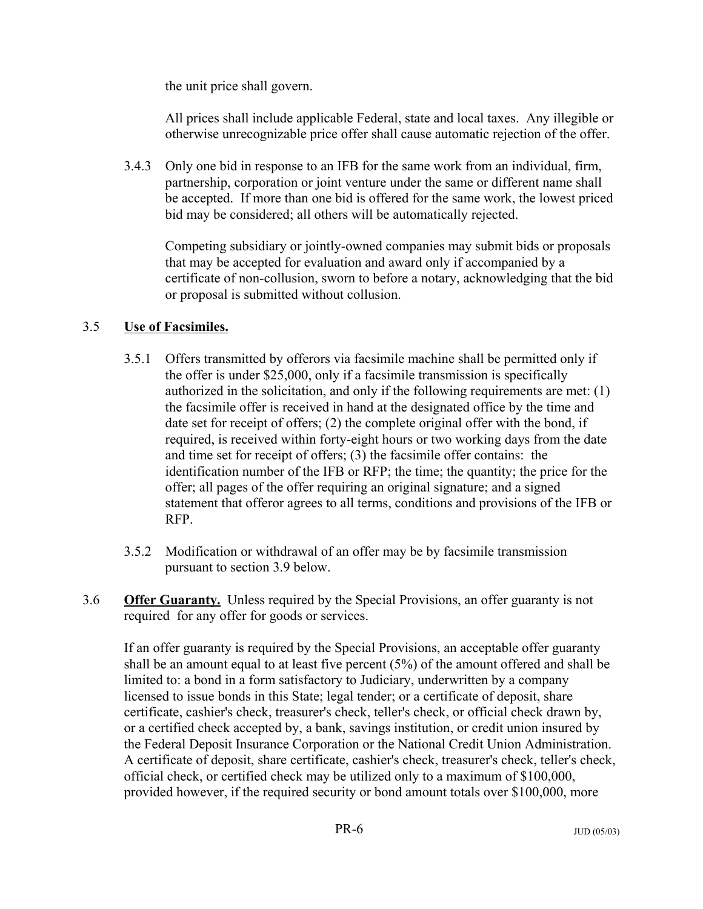the unit price shall govern.

All prices shall include applicable Federal, state and local taxes. Any illegible or otherwise unrecognizable price offer shall cause automatic rejection of the offer.

3.4.3 Only one bid in response to an IFB for the same work from an individual, firm, partnership, corporation or joint venture under the same or different name shall be accepted. If more than one bid is offered for the same work, the lowest priced bid may be considered; all others will be automatically rejected.

Competing subsidiary or jointly-owned companies may submit bids or proposals that may be accepted for evaluation and award only if accompanied by a certificate of non-collusion, sworn to before a notary, acknowledging that the bid or proposal is submitted without collusion.

## 3.5 Use of Facsimiles.

3.5.1 Offers transmitted by offerors via facsimile machine shall be permitted only if the offer is under $25,000, only if a facsimile transmission is specifically authorized in the solicitation, and only if the following requirements are met: (1) the facsimile offer is received in hand at the designated office by the time and date set for receipt of offers; (2) the complete original offer with the bond, if required, is received within forty-eight hours or two working days from the date and time set for receipt of offers; (3) the facsimile offer contains: the identification number of the IFB or RFP; the time; the quantity; the price for the offer; all pages of the offer requiring an original signature; and a signed statement that offeror agrees to all terms, conditions and provisions of the IFB or RFP.

3.5.2 Modification or withdrawal of an offer may be by facsimile transmission pursuant to section 3.9 below.

3.6 **Offer Guaranty.** Unless required by the Special Provisions, an offer guaranty is not required for any offer for goods or services.

If an offer guaranty is required by the Special Provisions, an acceptable offer guaranty shall be an amount equal to at least five percent (5%) of the amount offered and shall be limited to: a bond in a form satisfactory to Judiciary, underwritten by a company licensed to issue bonds in this State; legal tender; or a certificate of deposit, share certificate, cashier's check, treasurer's check, teller's check, or official check drawn by, or a certified check accepted by, a bank, savings institution, or credit union insured by the Federal Deposit Insurance Corporation or the National Credit Union Administration. A certificate of deposit, share certificate, cashier's check, treasurer's check, teller's check, official check, or certified check may be utilized only to a maximum of $100,000, provided however, if the required security or bond amount totals over $100,000, more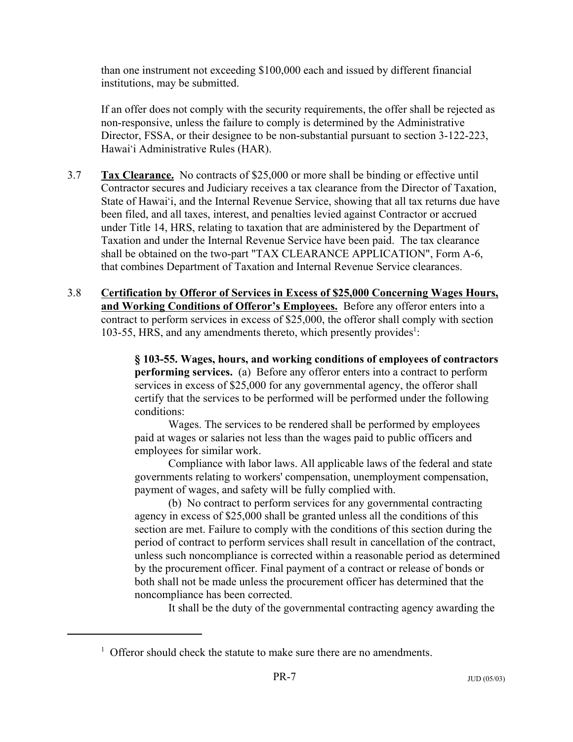than one instrument not exceeding $100,000 each and issued by different financial institutions, may be submitted.

If an offer does not comply with the security requirements, the offer shall be rejected as non-responsive, unless the failure to comply is determined by the Administrative Director, FSSA, or their designee to be non-substantial pursuant to section 3-122-223, Hawai‘i Administrative Rules (HAR).

3.7 **Tax Clearance.** No contracts of $25,000 or more shall be binding or effective until Contractor secures and Judiciary receives a tax clearance from the Director of Taxation, State of Hawai‘i, and the Internal Revenue Service, showing that all tax returns due have been filed, and all taxes, interest, and penalties levied against Contractor or accrued under Title 14, HRS, relating to taxation that are administered by the Department of Taxation and under the Internal Revenue Service have been paid. The tax clearance shall be obtained on the two-part "TAX CLEARANCE APPLICATION", Form A-6, that combines Department of Taxation and Internal Revenue Service clearances.

3.8 **Certification by Offeror of Services in Excess of $25,000 Concerning Wages Hours, and Working Conditions of Offeror’s Employees.** Before any offeror enters into a contract to perform services in excess of $25,000, the offeror shall comply with section 103-55, HRS, and any amendments thereto, which presently provides[1]:

> **§ 103-55. Wages, hours, and working conditions of employees of contractors performing services.** (a) Before any offeror enters into a contract to perform services in excess of $25,000 for any governmental agency, the offeror shall certify that the services to be performed will be performed under the following conditions:
>
> Wages. The services to be rendered shall be performed by employees paid at wages or salaries not less than the wages paid to public officers and employees for similar work.
>
> Compliance with labor laws. All applicable laws of the federal and state governments relating to workers' compensation, unemployment compensation, payment of wages, and safety will be fully complied with.
>
> (b) No contract to perform services for any governmental contracting agency in excess of $25,000 shall be granted unless all the conditions of this section are met. Failure to comply with the conditions of this section during the period of contract to perform services shall result in cancellation of the contract, unless such noncompliance is corrected within a reasonable period as determined by the procurement officer. Final payment of a contract or release of bonds or both shall not be made unless the procurement officer has determined that the noncompliance has been corrected.
>
> It shall be the duty of the governmental contracting agency awarding the

[1] Offeror should check the statute to make sure there are no amendments.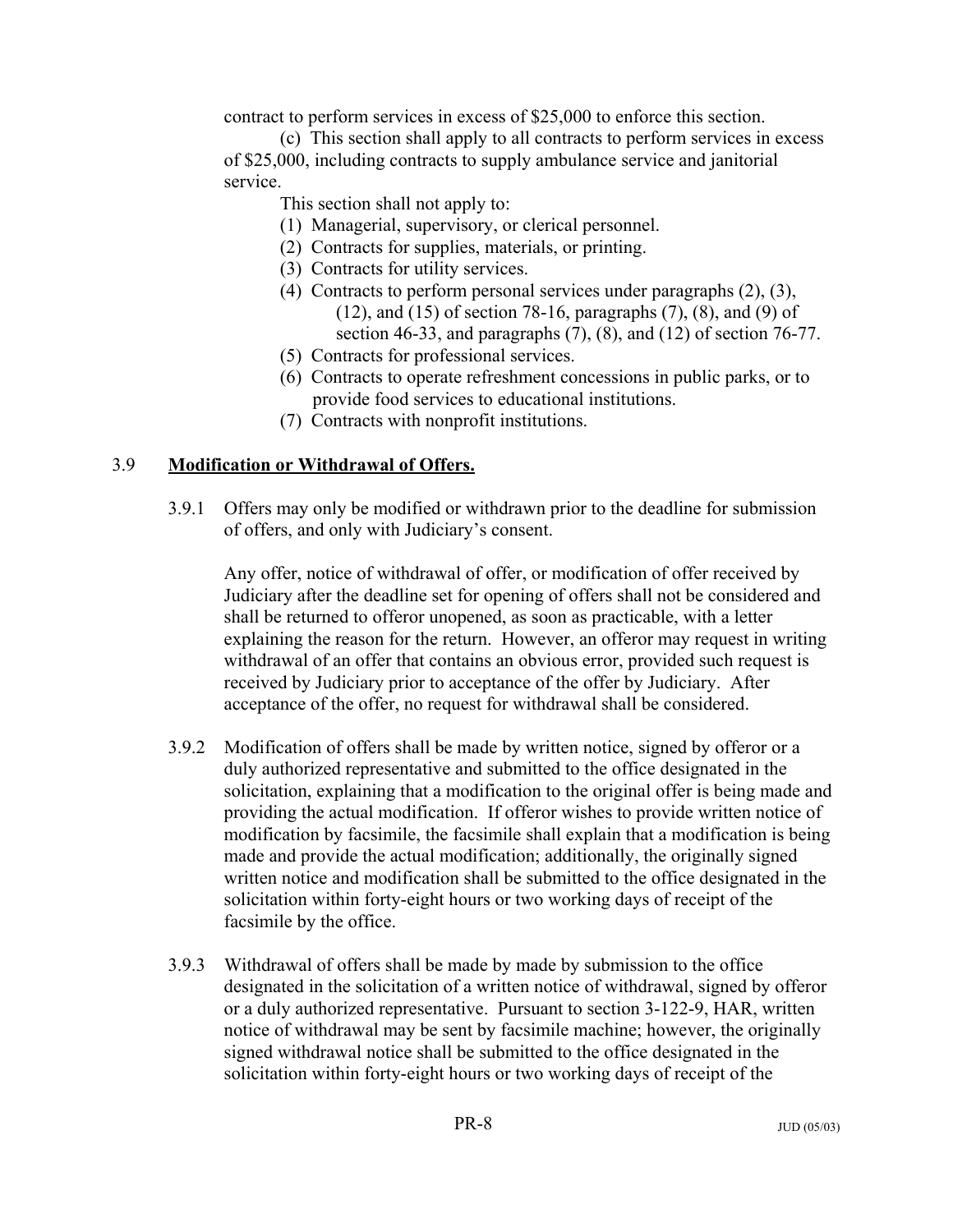contract to perform services in excess of $25,000 to enforce this section.

(c) This section shall apply to all contracts to perform services in excess of $25,000, including contracts to supply ambulance service and janitorial service.

This section shall not apply to:

(1) Managerial, supervisory, or clerical personnel.
(2) Contracts for supplies, materials, or printing.
(3) Contracts for utility services.
(4) Contracts to perform personal services under paragraphs (2), (3), (12), and (15) of section 78-16, paragraphs (7), (8), and (9) of section 46-33, and paragraphs (7), (8), and (12) of section 76-77.
(5) Contracts for professional services.
(6) Contracts to operate refreshment concessions in public parks, or to provide food services to educational institutions.
(7) Contracts with nonprofit institutions.

## 3.9 **Modification or Withdrawal of Offers.**

3.9.1 Offers may only be modified or withdrawn prior to the deadline for submission of offers, and only with Judiciary's consent.

Any offer, notice of withdrawal of offer, or modification of offer received by Judiciary after the deadline set for opening of offers shall not be considered and shall be returned to offeror unopened, as soon as practicable, with a letter explaining the reason for the return. However, an offeror may request in writing withdrawal of an offer that contains an obvious error, provided such request is received by Judiciary prior to acceptance of the offer by Judiciary. After acceptance of the offer, no request for withdrawal shall be considered.

3.9.2 Modification of offers shall be made by written notice, signed by offeror or a duly authorized representative and submitted to the office designated in the solicitation, explaining that a modification to the original offer is being made and providing the actual modification. If offeror wishes to provide written notice of modification by facsimile, the facsimile shall explain that a modification is being made and provide the actual modification; additionally, the originally signed written notice and modification shall be submitted to the office designated in the solicitation within forty-eight hours or two working days of receipt of the facsimile by the office.

3.9.3 Withdrawal of offers shall be made by made by submission to the office designated in the solicitation of a written notice of withdrawal, signed by offeror or a duly authorized representative. Pursuant to section 3-122-9, HAR, written notice of withdrawal may be sent by facsimile machine; however, the originally signed withdrawal notice shall be submitted to the office designated in the solicitation within forty-eight hours or two working days of receipt of the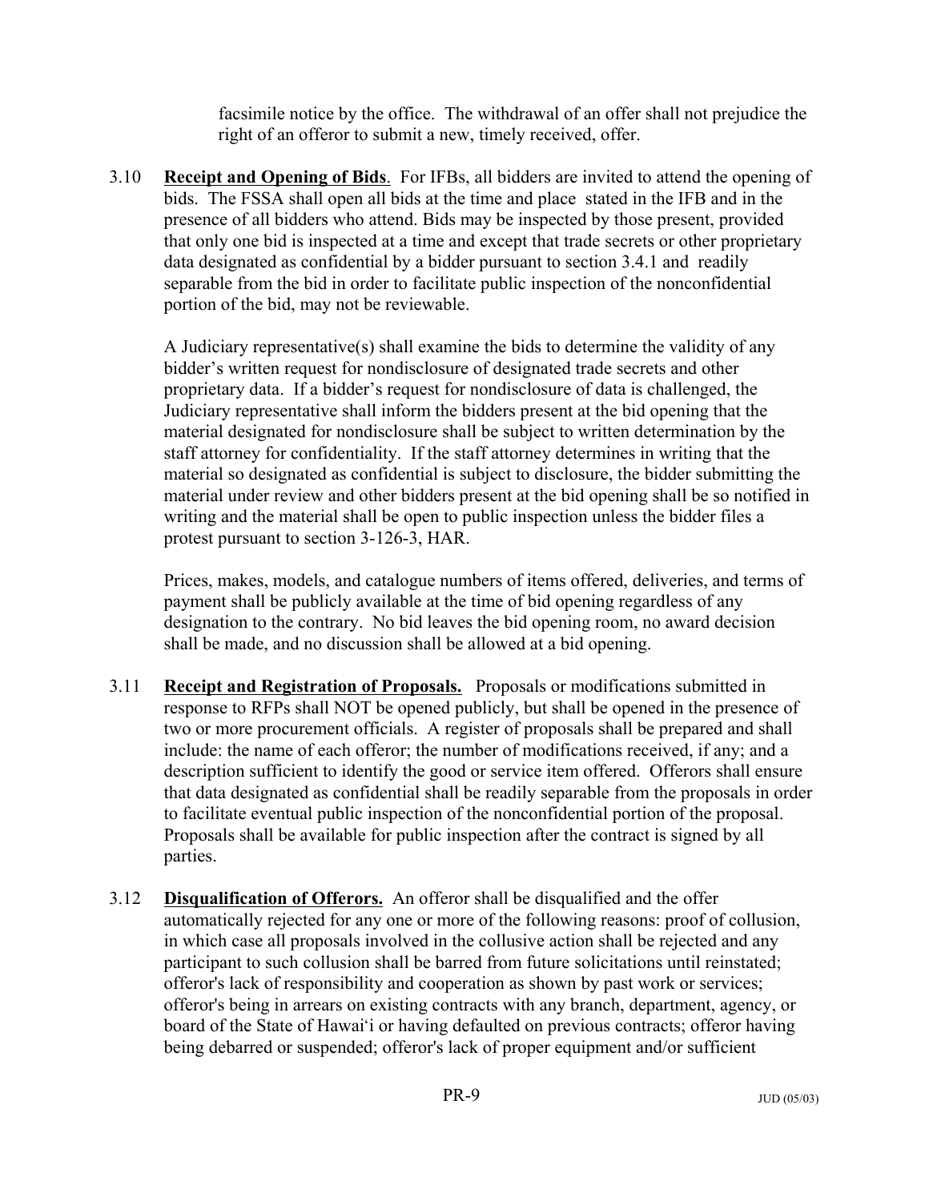facsimile notice by the office. The withdrawal of an offer shall not prejudice the right of an offeror to submit a new, timely received, offer.

3.10 **Receipt and Opening of Bids**. For IFBs, all bidders are invited to attend the opening of bids. The FSSA shall open all bids at the time and place stated in the IFB and in the presence of all bidders who attend. Bids may be inspected by those present, provided that only one bid is inspected at a time and except that trade secrets or other proprietary data designated as confidential by a bidder pursuant to section 3.4.1 and readily separable from the bid in order to facilitate public inspection of the nonconfidential portion of the bid, may not be reviewable.

A Judiciary representative(s) shall examine the bids to determine the validity of any bidder's written request for nondisclosure of designated trade secrets and other proprietary data. If a bidder's request for nondisclosure of data is challenged, the Judiciary representative shall inform the bidders present at the bid opening that the material designated for nondisclosure shall be subject to written determination by the staff attorney for confidentiality. If the staff attorney determines in writing that the material so designated as confidential is subject to disclosure, the bidder submitting the material under review and other bidders present at the bid opening shall be so notified in writing and the material shall be open to public inspection unless the bidder files a protest pursuant to section 3-126-3, HAR.

Prices, makes, models, and catalogue numbers of items offered, deliveries, and terms of payment shall be publicly available at the time of bid opening regardless of any designation to the contrary. No bid leaves the bid opening room, no award decision shall be made, and no discussion shall be allowed at a bid opening.

3.11 **Receipt and Registration of Proposals.** Proposals or modifications submitted in response to RFPs shall NOT be opened publicly, but shall be opened in the presence of two or more procurement officials. A register of proposals shall be prepared and shall include: the name of each offeror; the number of modifications received, if any; and a description sufficient to identify the good or service item offered. Offerors shall ensure that data designated as confidential shall be readily separable from the proposals in order to facilitate eventual public inspection of the nonconfidential portion of the proposal. Proposals shall be available for public inspection after the contract is signed by all parties.

3.12 **Disqualification of Offerors.** An offeror shall be disqualified and the offer automatically rejected for any one or more of the following reasons: proof of collusion, in which case all proposals involved in the collusive action shall be rejected and any participant to such collusion shall be barred from future solicitations until reinstated; offeror's lack of responsibility and cooperation as shown by past work or services; offeror's being in arrears on existing contracts with any branch, department, agency, or board of the State of Hawai'i or having defaulted on previous contracts; offeror having being debarred or suspended; offeror's lack of proper equipment and/or sufficient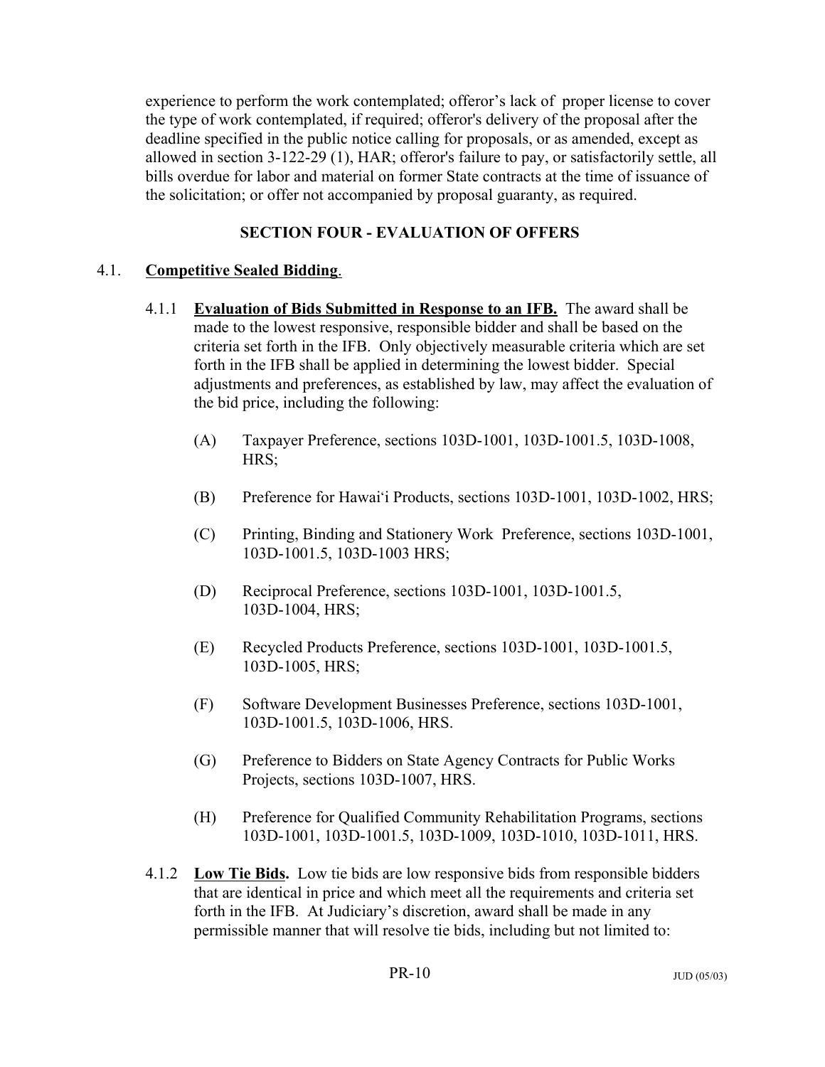experience to perform the work contemplated; offeror's lack of proper license to cover the type of work contemplated, if required; offeror's delivery of the proposal after the deadline specified in the public notice calling for proposals, or as amended, except as allowed in section 3-122-29 (1), HAR; offeror's failure to pay, or satisfactorily settle, all bills overdue for labor and material on former State contracts at the time of issuance of the solicitation; or offer not accompanied by proposal guaranty, as required.

## SECTION FOUR - EVALUATION OF OFFERS

### 4.1. Competitive Sealed Bidding.

4.1.1 **Evaluation of Bids Submitted in Response to an IFB.** The award shall be made to the lowest responsive, responsible bidder and shall be based on the criteria set forth in the IFB. Only objectively measurable criteria which are set forth in the IFB shall be applied in determining the lowest bidder. Special adjustments and preferences, as established by law, may affect the evaluation of the bid price, including the following:

(A) Taxpayer Preference, sections 103D-1001, 103D-1001.5, 103D-1008, HRS;

(B) Preference for Hawai'i Products, sections 103D-1001, 103D-1002, HRS;

(C) Printing, Binding and Stationery Work Preference, sections 103D-1001, 103D-1001.5, 103D-1003 HRS;

(D) Reciprocal Preference, sections 103D-1001, 103D-1001.5, 103D-1004, HRS;

(E) Recycled Products Preference, sections 103D-1001, 103D-1001.5, 103D-1005, HRS;

(F) Software Development Businesses Preference, sections 103D-1001, 103D-1001.5, 103D-1006, HRS.

(G) Preference to Bidders on State Agency Contracts for Public Works Projects, sections 103D-1007, HRS.

(H) Preference for Qualified Community Rehabilitation Programs, sections 103D-1001, 103D-1001.5, 103D-1009, 103D-1010, 103D-1011, HRS.

4.1.2 **Low Tie Bids.** Low tie bids are low responsive bids from responsible bidders that are identical in price and which meet all the requirements and criteria set forth in the IFB. At Judiciary's discretion, award shall be made in any permissible manner that will resolve tie bids, including but not limited to: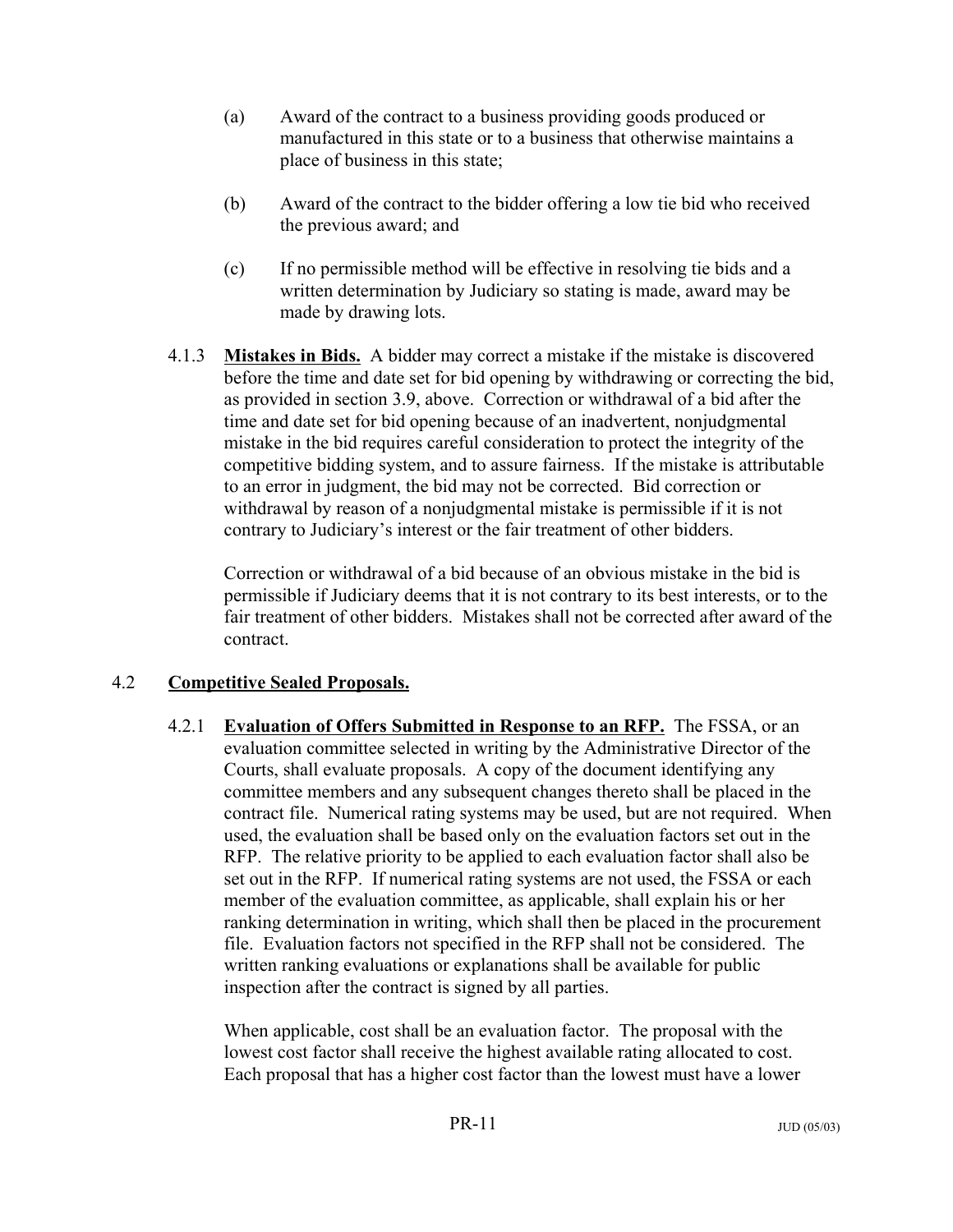(a) Award of the contract to a business providing goods produced or manufactured in this state or to a business that otherwise maintains a place of business in this state;

(b) Award of the contract to the bidder offering a low tie bid who received the previous award; and

(c) If no permissible method will be effective in resolving tie bids and a written determination by Judiciary so stating is made, award may be made by drawing lots.

4.1.3 **Mistakes in Bids.** A bidder may correct a mistake if the mistake is discovered before the time and date set for bid opening by withdrawing or correcting the bid, as provided in section 3.9, above. Correction or withdrawal of a bid after the time and date set for bid opening because of an inadvertent, nonjudgmental mistake in the bid requires careful consideration to protect the integrity of the competitive bidding system, and to assure fairness. If the mistake is attributable to an error in judgment, the bid may not be corrected. Bid correction or withdrawal by reason of a nonjudgmental mistake is permissible if it is not contrary to Judiciary's interest or the fair treatment of other bidders.

Correction or withdrawal of a bid because of an obvious mistake in the bid is permissible if Judiciary deems that it is not contrary to its best interests, or to the fair treatment of other bidders. Mistakes shall not be corrected after award of the contract.

## 4.2 **Competitive Sealed Proposals.**

4.2.1 **Evaluation of Offers Submitted in Response to an RFP.** The FSSA, or an evaluation committee selected in writing by the Administrative Director of the Courts, shall evaluate proposals. A copy of the document identifying any committee members and any subsequent changes thereto shall be placed in the contract file. Numerical rating systems may be used, but are not required. When used, the evaluation shall be based only on the evaluation factors set out in the RFP. The relative priority to be applied to each evaluation factor shall also be set out in the RFP. If numerical rating systems are not used, the FSSA or each member of the evaluation committee, as applicable, shall explain his or her ranking determination in writing, which shall then be placed in the procurement file. Evaluation factors not specified in the RFP shall not be considered. The written ranking evaluations or explanations shall be available for public inspection after the contract is signed by all parties.

When applicable, cost shall be an evaluation factor. The proposal with the lowest cost factor shall receive the highest available rating allocated to cost. Each proposal that has a higher cost factor than the lowest must have a lower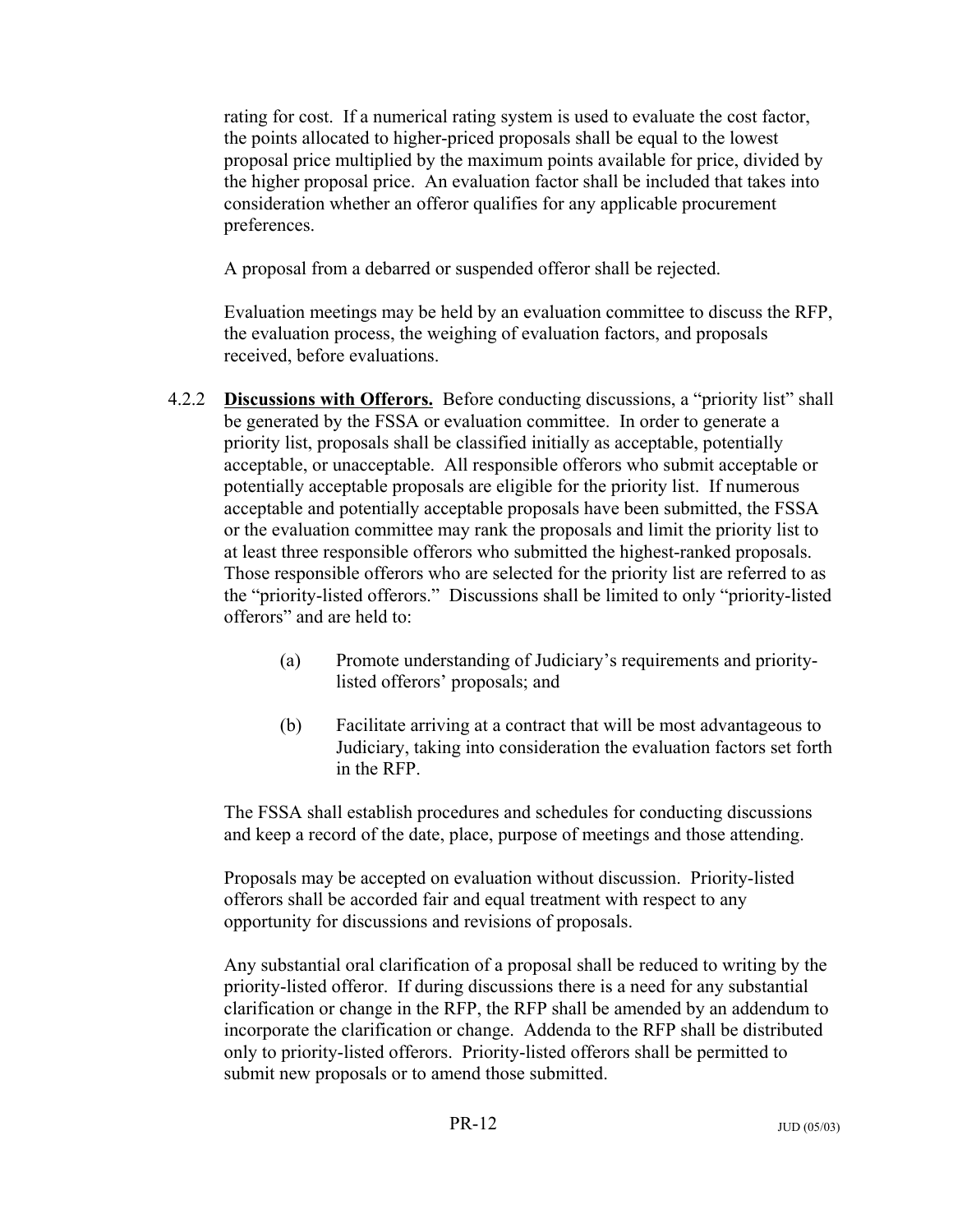rating for cost. If a numerical rating system is used to evaluate the cost factor, the points allocated to higher-priced proposals shall be equal to the lowest proposal price multiplied by the maximum points available for price, divided by the higher proposal price. An evaluation factor shall be included that takes into consideration whether an offeror qualifies for any applicable procurement preferences.

A proposal from a debarred or suspended offeror shall be rejected.

Evaluation meetings may be held by an evaluation committee to discuss the RFP, the evaluation process, the weighing of evaluation factors, and proposals received, before evaluations.

4.2.2 **Discussions with Offerors.** Before conducting discussions, a "priority list" shall be generated by the FSSA or evaluation committee. In order to generate a priority list, proposals shall be classified initially as acceptable, potentially acceptable, or unacceptable. All responsible offerors who submit acceptable or potentially acceptable proposals are eligible for the priority list. If numerous acceptable and potentially acceptable proposals have been submitted, the FSSA or the evaluation committee may rank the proposals and limit the priority list to at least three responsible offerors who submitted the highest-ranked proposals. Those responsible offerors who are selected for the priority list are referred to as the "priority-listed offerors." Discussions shall be limited to only "priority-listed offerors" and are held to:

(a) Promote understanding of Judiciary's requirements and priority-listed offerors' proposals; and

(b) Facilitate arriving at a contract that will be most advantageous to Judiciary, taking into consideration the evaluation factors set forth in the RFP.

The FSSA shall establish procedures and schedules for conducting discussions and keep a record of the date, place, purpose of meetings and those attending.

Proposals may be accepted on evaluation without discussion. Priority-listed offerors shall be accorded fair and equal treatment with respect to any opportunity for discussions and revisions of proposals.

Any substantial oral clarification of a proposal shall be reduced to writing by the priority-listed offeror. If during discussions there is a need for any substantial clarification or change in the RFP, the RFP shall be amended by an addendum to incorporate the clarification or change. Addenda to the RFP shall be distributed only to priority-listed offerors. Priority-listed offerors shall be permitted to submit new proposals or to amend those submitted.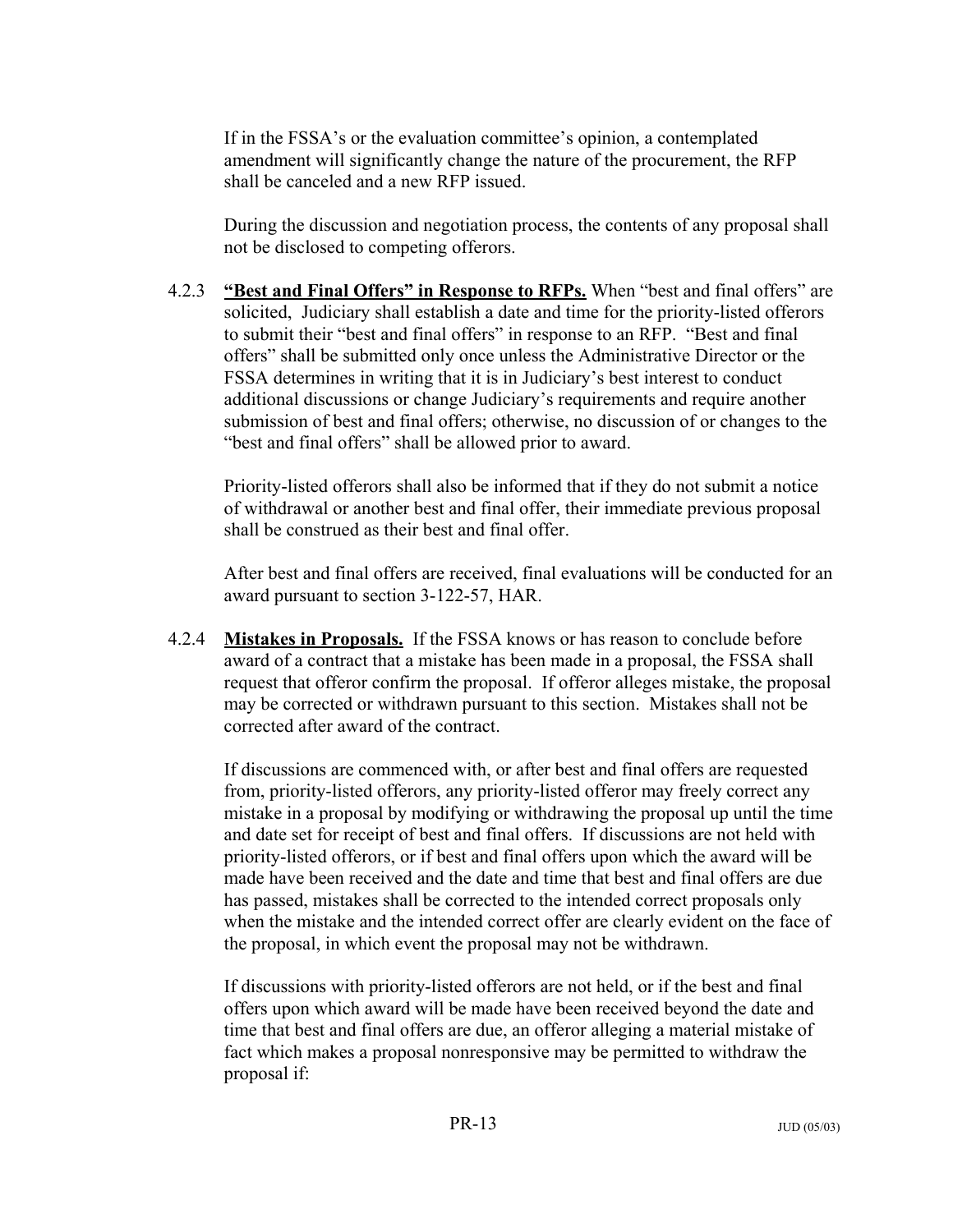If in the FSSA's or the evaluation committee's opinion, a contemplated amendment will significantly change the nature of the procurement, the RFP shall be canceled and a new RFP issued.

During the discussion and negotiation process, the contents of any proposal shall not be disclosed to competing offerors.

4.2.3 **"Best and Final Offers" in Response to RFPs.** When "best and final offers" are solicited, Judiciary shall establish a date and time for the priority-listed offerors to submit their "best and final offers" in response to an RFP. "Best and final offers" shall be submitted only once unless the Administrative Director or the FSSA determines in writing that it is in Judiciary's best interest to conduct additional discussions or change Judiciary's requirements and require another submission of best and final offers; otherwise, no discussion of or changes to the "best and final offers" shall be allowed prior to award.

Priority-listed offerors shall also be informed that if they do not submit a notice of withdrawal or another best and final offer, their immediate previous proposal shall be construed as their best and final offer.

After best and final offers are received, final evaluations will be conducted for an award pursuant to section 3-122-57, HAR.

4.2.4 **Mistakes in Proposals.** If the FSSA knows or has reason to conclude before award of a contract that a mistake has been made in a proposal, the FSSA shall request that offeror confirm the proposal. If offeror alleges mistake, the proposal may be corrected or withdrawn pursuant to this section. Mistakes shall not be corrected after award of the contract.

If discussions are commenced with, or after best and final offers are requested from, priority-listed offerors, any priority-listed offeror may freely correct any mistake in a proposal by modifying or withdrawing the proposal up until the time and date set for receipt of best and final offers. If discussions are not held with priority-listed offerors, or if best and final offers upon which the award will be made have been received and the date and time that best and final offers are due has passed, mistakes shall be corrected to the intended correct proposals only when the mistake and the intended correct offer are clearly evident on the face of the proposal, in which event the proposal may not be withdrawn.

If discussions with priority-listed offerors are not held, or if the best and final offers upon which award will be made have been received beyond the date and time that best and final offers are due, an offeror alleging a material mistake of fact which makes a proposal nonresponsive may be permitted to withdraw the proposal if: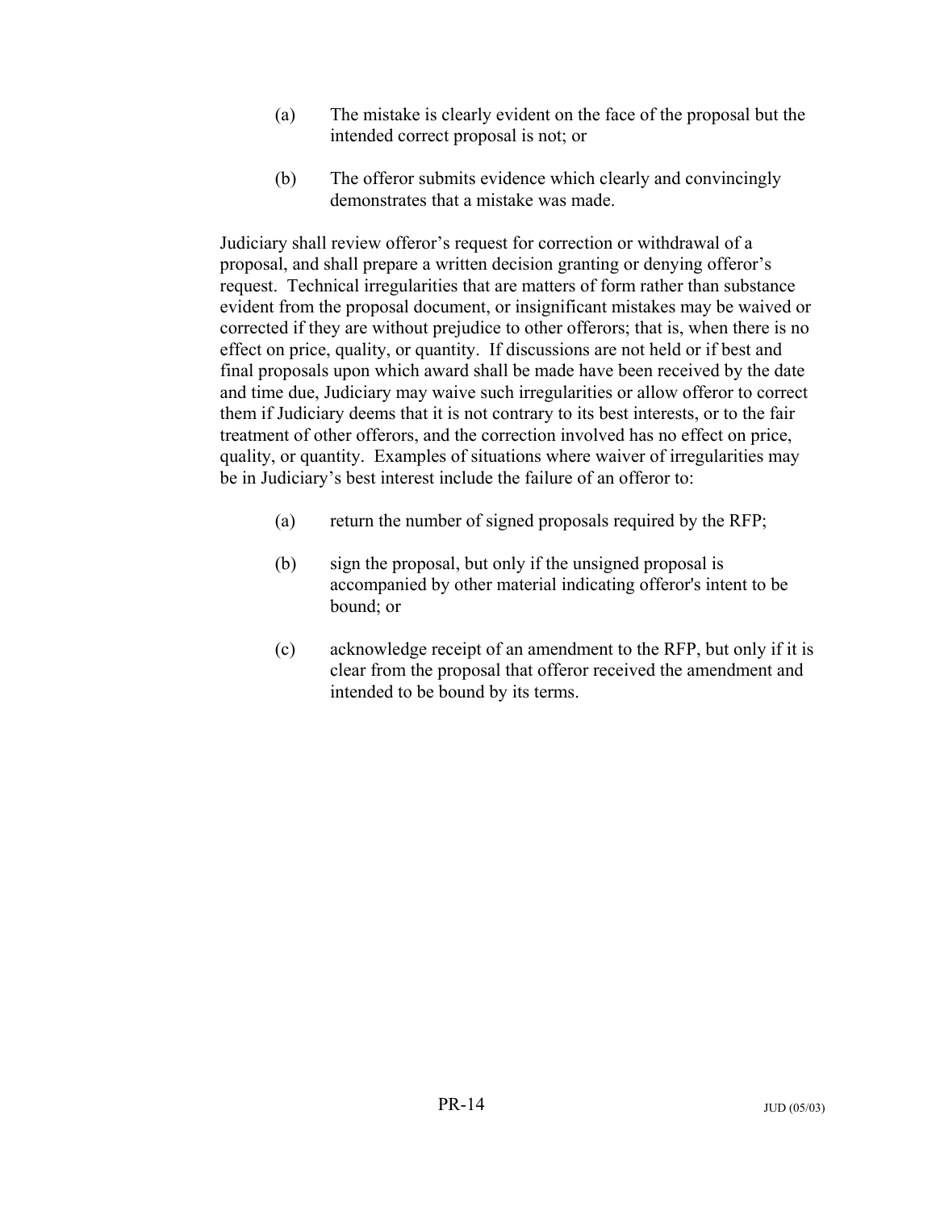(a) The mistake is clearly evident on the face of the proposal but the intended correct proposal is not; or

(b) The offeror submits evidence which clearly and convincingly demonstrates that a mistake was made.

Judiciary shall review offeror's request for correction or withdrawal of a proposal, and shall prepare a written decision granting or denying offeror's request. Technical irregularities that are matters of form rather than substance evident from the proposal document, or insignificant mistakes may be waived or corrected if they are without prejudice to other offerors; that is, when there is no effect on price, quality, or quantity. If discussions are not held or if best and final proposals upon which award shall be made have been received by the date and time due, Judiciary may waive such irregularities or allow offeror to correct them if Judiciary deems that it is not contrary to its best interests, or to the fair treatment of other offerors, and the correction involved has no effect on price, quality, or quantity. Examples of situations where waiver of irregularities may be in Judiciary's best interest include the failure of an offeror to:

(a) return the number of signed proposals required by the RFP;

(b) sign the proposal, but only if the unsigned proposal is accompanied by other material indicating offeror's intent to be bound; or

(c) acknowledge receipt of an amendment to the RFP, but only if it is clear from the proposal that offeror received the amendment and intended to be bound by its terms.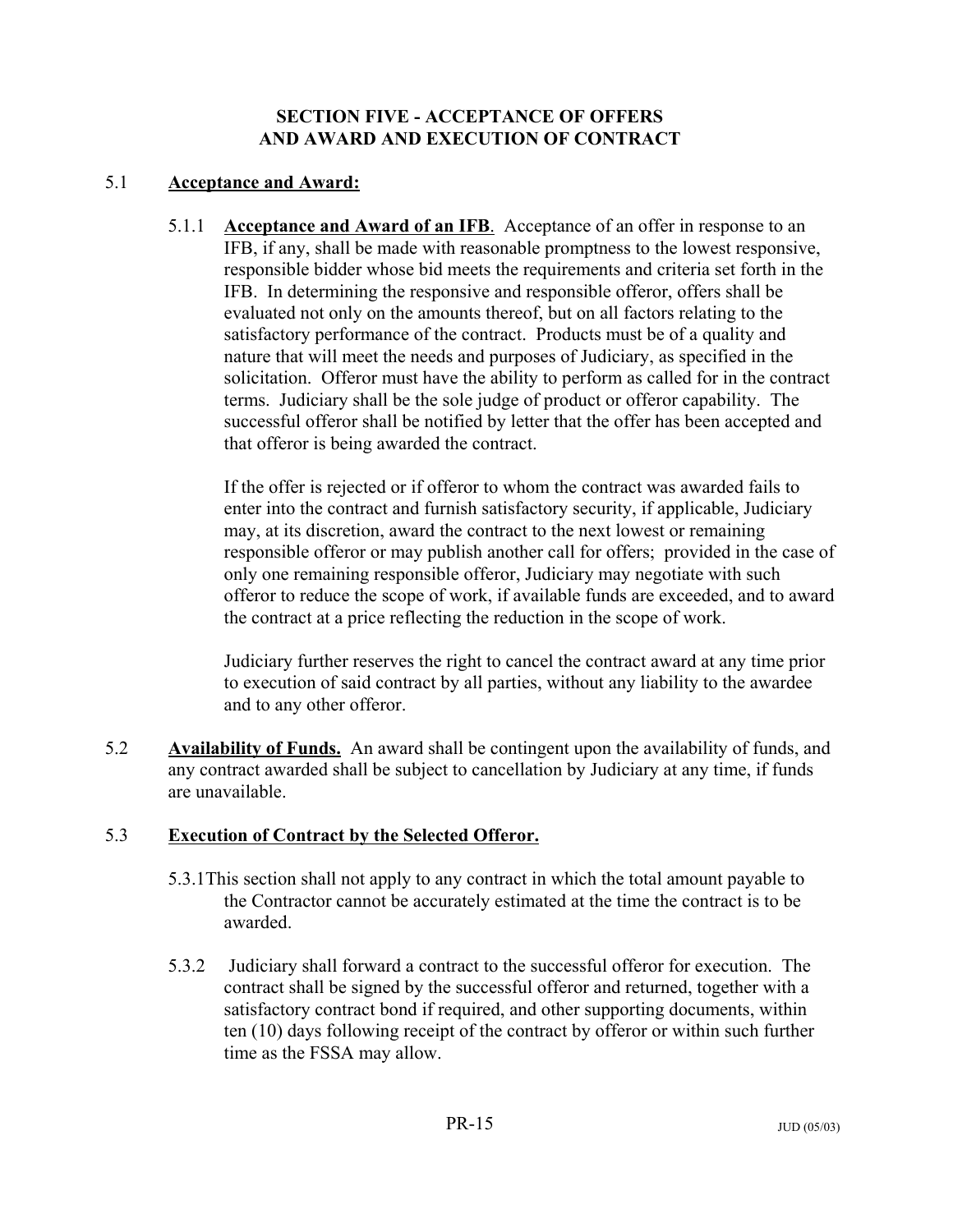## SECTION FIVE - ACCEPTANCE OF OFFERS AND AND AWARD AND EXECUTION OF CONTRACT

### 5.1 **Acceptance and Award:**

5.1.1 **Acceptance and Award of an IFB**. Acceptance of an offer in response to an IFB, if any, shall be made with reasonable promptness to the lowest responsive, responsible bidder whose bid meets the requirements and criteria set forth in the IFB. In determining the responsive and responsible offeror, offers shall be evaluated not only on the amounts thereof, but on all factors relating to the satisfactory performance of the contract. Products must be of a quality and nature that will meet the needs and purposes of Judiciary, as specified in the solicitation. Offeror must have the ability to perform as called for in the contract terms. Judiciary shall be the sole judge of product or offeror capability. The successful offeror shall be notified by letter that the offer has been accepted and that offeror is being awarded the contract.

If the offer is rejected or if offeror to whom the contract was awarded fails to enter into the contract and furnish satisfactory security, if applicable, Judiciary may, at its discretion, award the contract to the next lowest or remaining responsible offeror or may publish another call for offers; provided in the case of only one remaining responsible offeror, Judiciary may negotiate with such offeror to reduce the scope of work, if available funds are exceeded, and to award the contract at a price reflecting the reduction in the scope of work.

Judiciary further reserves the right to cancel the contract award at any time prior to execution of said contract by all parties, without any liability to the awardee and to any other offeror.

### 5.2 **Availability of Funds.** An award shall be contingent upon the availability of funds, and any contract awarded shall be subject to cancellation by Judiciary at any time, if funds are unavailable.

### 5.3 **Execution of Contract by the Selected Offeror.**

5.3.1 This section shall not apply to any contract in which the total amount payable to the Contractor cannot be accurately estimated at the time the contract is to be awarded.

5.3.2 Judiciary shall forward a contract to the successful offeror for execution. The contract shall be signed by the successful offeror and returned, together with a satisfactory contract bond if required, and other supporting documents, within ten (10) days following receipt of the contract by offeror or within such further time as the FSSA may allow.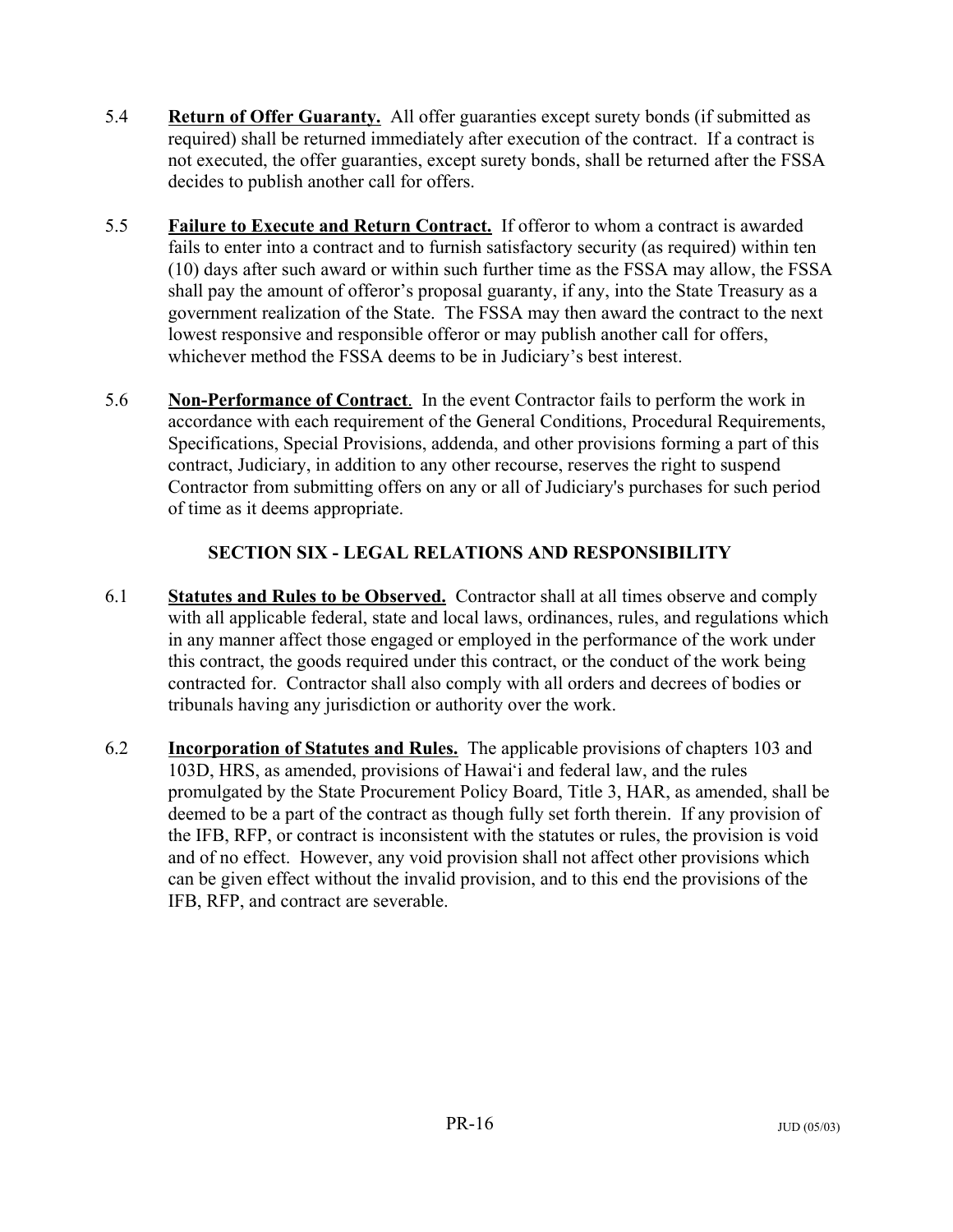5.4 **Return of Offer Guaranty.** All offer guaranties except surety bonds (if submitted as required) shall be returned immediately after execution of the contract. If a contract is not executed, the offer guaranties, except surety bonds, shall be returned after the FSSA decides to publish another call for offers.

5.5 **Failure to Execute and Return Contract.** If offeror to whom a contract is awarded fails to enter into a contract and to furnish satisfactory security (as required) within ten (10) days after such award or within such further time as the FSSA may allow, the FSSA shall pay the amount of offeror's proposal guaranty, if any, into the State Treasury as a government realization of the State. The FSSA may then award the contract to the next lowest responsive and responsible offeror or may publish another call for offers, whichever method the FSSA deems to be in Judiciary's best interest.

5.6 **Non-Performance of Contract**. In the event Contractor fails to perform the work in accordance with each requirement of the General Conditions, Procedural Requirements, Specifications, Special Provisions, addenda, and other provisions forming a part of this contract, Judiciary, in addition to any other recourse, reserves the right to suspend Contractor from submitting offers on any or all of Judiciary's purchases for such period of time as it deems appropriate.

## SECTION SIX - LEGAL RELATIONS AND RESPONSIBILITY

6.1 **Statutes and Rules to be Observed.** Contractor shall at all times observe and comply with all applicable federal, state and local laws, ordinances, rules, and regulations which in any manner affect those engaged or employed in the performance of the work under this contract, the goods required under this contract, or the conduct of the work being contracted for. Contractor shall also comply with all orders and decrees of bodies or tribunals having any jurisdiction or authority over the work.

6.2 **Incorporation of Statutes and Rules.** The applicable provisions of chapters 103 and 103D, HRS, as amended, provisions of Hawai'i and federal law, and the rules promulgated by the State Procurement Policy Board, Title 3, HAR, as amended, shall be deemed to be a part of the contract as though fully set forth therein. If any provision of the IFB, RFP, or contract is inconsistent with the statutes or rules, the provision is void and of no effect. However, any void provision shall not affect other provisions which can be given effect without the invalid provision, and to this end the provisions of the IFB, RFP, and contract are severable.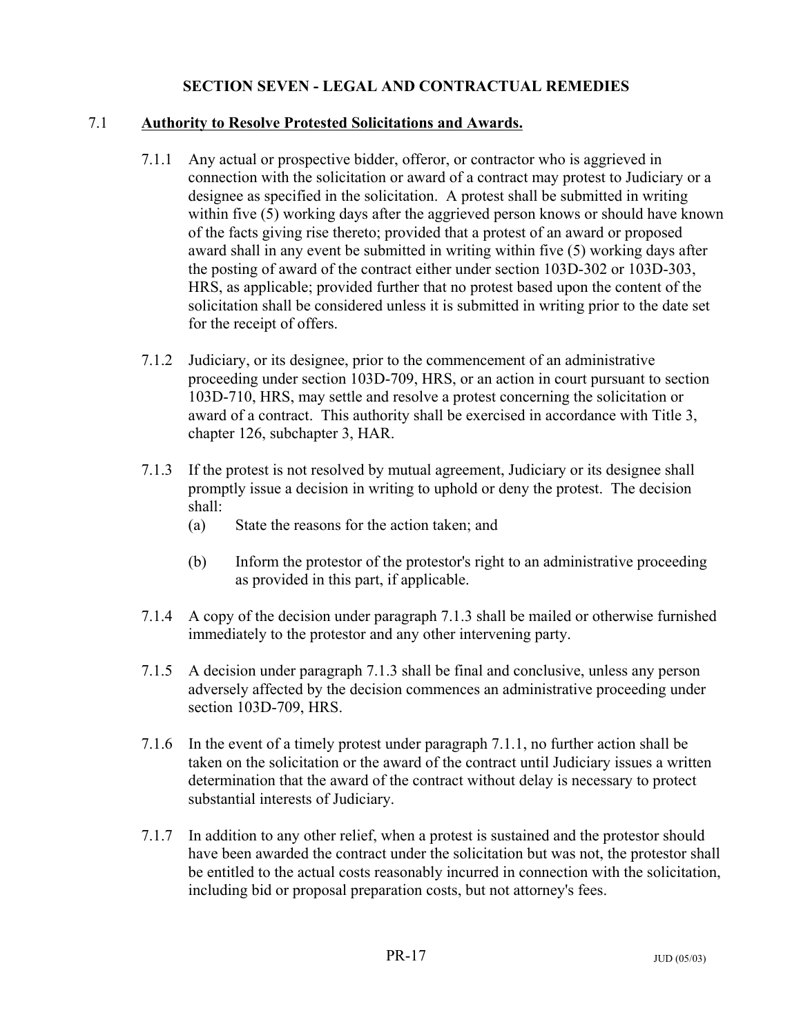## SECTION SEVEN - LEGAL AND CONTRACTUAL REMEDIES

### 7.1 **Authority to Resolve Protested Solicitations and Awards.**

7.1.1 Any actual or prospective bidder, offeror, or contractor who is aggrieved in connection with the solicitation or award of a contract may protest to Judiciary or a designee as specified in the solicitation. A protest shall be submitted in writing within five (5) working days after the aggrieved person knows or should have known of the facts giving rise thereto; provided that a protest of an award or proposed award shall in any event be submitted in writing within five (5) working days after the posting of award of the contract either under section 103D-302 or 103D-303, HRS, as applicable; provided further that no protest based upon the content of the solicitation shall be considered unless it is submitted in writing prior to the date set for the receipt of offers.

7.1.2 Judiciary, or its designee, prior to the commencement of an administrative proceeding under section 103D-709, HRS, or an action in court pursuant to section 103D-710, HRS, may settle and resolve a protest concerning the solicitation or award of a contract. This authority shall be exercised in accordance with Title 3, chapter 126, subchapter 3, HAR.

7.1.3 If the protest is not resolved by mutual agreement, Judiciary or its designee shall promptly issue a decision in writing to uphold or deny the protest. The decision shall:

(a) State the reasons for the action taken; and

(b) Inform the protestor of the protestor's right to an administrative proceeding as provided in this part, if applicable.

7.1.4 A copy of the decision under paragraph 7.1.3 shall be mailed or otherwise furnished immediately to the protestor and any other intervening party.

7.1.5 A decision under paragraph 7.1.3 shall be final and conclusive, unless any person adversely affected by the decision commences an administrative proceeding under section 103D-709, HRS.

7.1.6 In the event of a timely protest under paragraph 7.1.1, no further action shall be taken on the solicitation or the award of the contract until Judiciary issues a written determination that the award of the contract without delay is necessary to protect substantial interests of Judiciary.

7.1.7 In addition to any other relief, when a protest is sustained and the protestor should have been awarded the contract under the solicitation but was not, the protestor shall be entitled to the actual costs reasonably incurred in connection with the solicitation, including bid or proposal preparation costs, but not attorney's fees.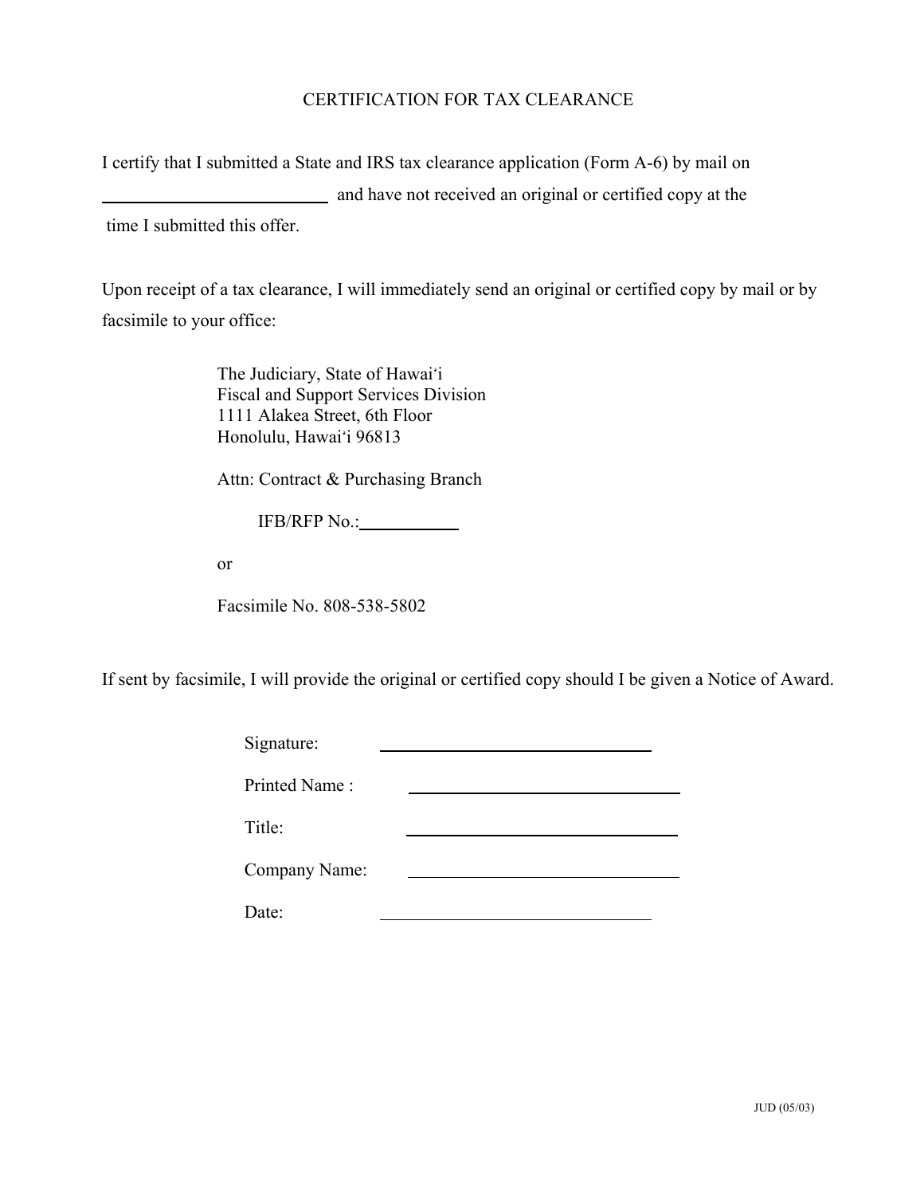# CERTIFICATION FOR TAX CLEARANCE

I certify that I submitted a State and IRS tax clearance application (Form A-6) by mail on \_\_\_\_\_\_\_\_\_\_\_\_\_\_\_\_\_\_\_\_\_\_\_\_\_\_ and have not received an original or certified copy at the time I submitted this offer.

Upon receipt of a tax clearance, I will immediately send an original or certified copy by mail or by facsimile to your office:

> The Judiciary, State of Hawaiʻi
> Fiscal and Support Services Division
> 1111 Alakea Street, 6th Floor
> Honolulu, Hawaiʻi 96813
>
> Attn: Contract & Purchasing Branch
>
> IFB/RFP No.: \_\_\_\_\_\_\_\_\_\_\_\_
>
> or
>
> Facsimile No. 808-538-5802

If sent by facsimile, I will provide the original or certified copy should I be given a Notice of Award.

Signature: \_\_\_\_\_\_\_\_\_\_\_\_\_\_\_\_\_\_\_\_\_\_\_\_\_\_\_\_\_\_\_\_

Printed Name : \_\_\_\_\_\_\_\_\_\_\_\_\_\_\_\_\_\_\_\_\_\_\_\_\_\_\_\_\_\_\_\_

Title: \_\_\_\_\_\_\_\_\_\_\_\_\_\_\_\_\_\_\_\_\_\_\_\_\_\_\_\_\_\_\_\_

Company Name: \_\_\_\_\_\_\_\_\_\_\_\_\_\_\_\_\_\_\_\_\_\_\_\_\_\_\_\_\_\_\_\_

Date: \_\_\_\_\_\_\_\_\_\_\_\_\_\_\_\_\_\_\_\_\_\_\_\_\_\_\_\_\_\_\_\_

JUD (05/03)